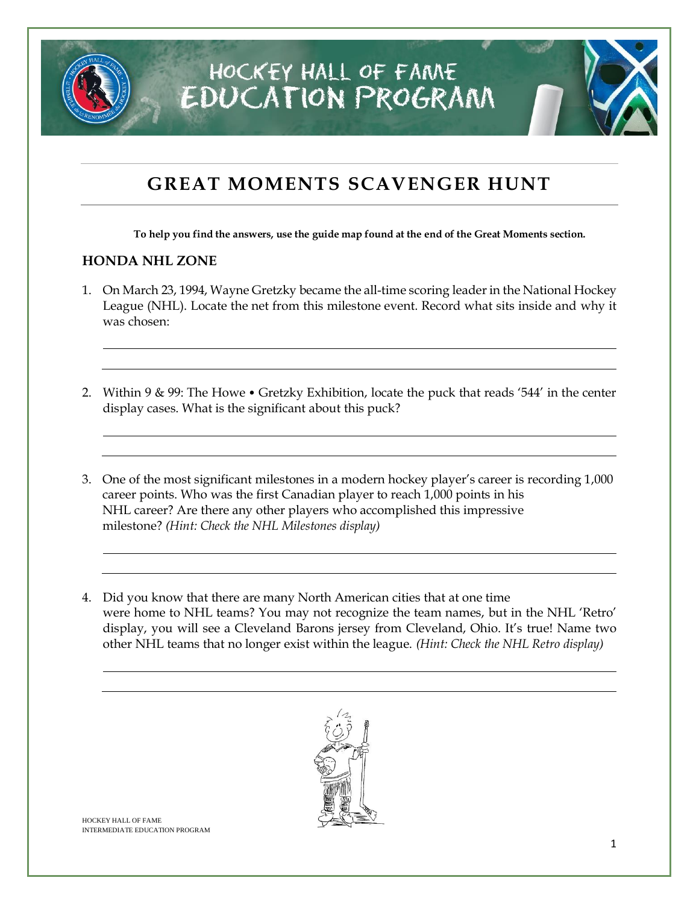# HOCKEY HALL OF FAME EDUCATION PROGRAM

## GREAT MOMENTS SCAVENGER HUNT

**To help you find the answers, use the guide map found at the end of the Great Moments section.**

### HONDA NHL ZONE

1. On March 23, 1994, Wayne Gretzky became the all-time scoring leader in the National Hockey League (NHL). Locate the net from this milestone event. Record what sits inside and why it was chosen:

2. Within 9 & 99: The Howe • Gretzky Exhibition, locate the puck that reads '544' in the center display cases. What is the significant about this puck?

3. One of the most significant milestones in a modern hockey player's career is recording 1,000 career points. Who was the first Canadian player to reach 1,000 points in his NHL career? Are there any other players who accomplished this impressive milestone? *(Hint: Check the NHL Milestones display)*

4. Did you know that there are many North American cities that at one time were home to NHL teams? You may not recognize the team names, but in the NHL 'Retro' display, you will see a Cleveland Barons jersey from Cleveland, Ohio. It's true! Name two other NHL teams that no longer exist within the league. *(Hint: Check the NHL Retro display)*

HOCKEY HALL OF FAME
INTERMEDIATE EDUCATION PROGRAM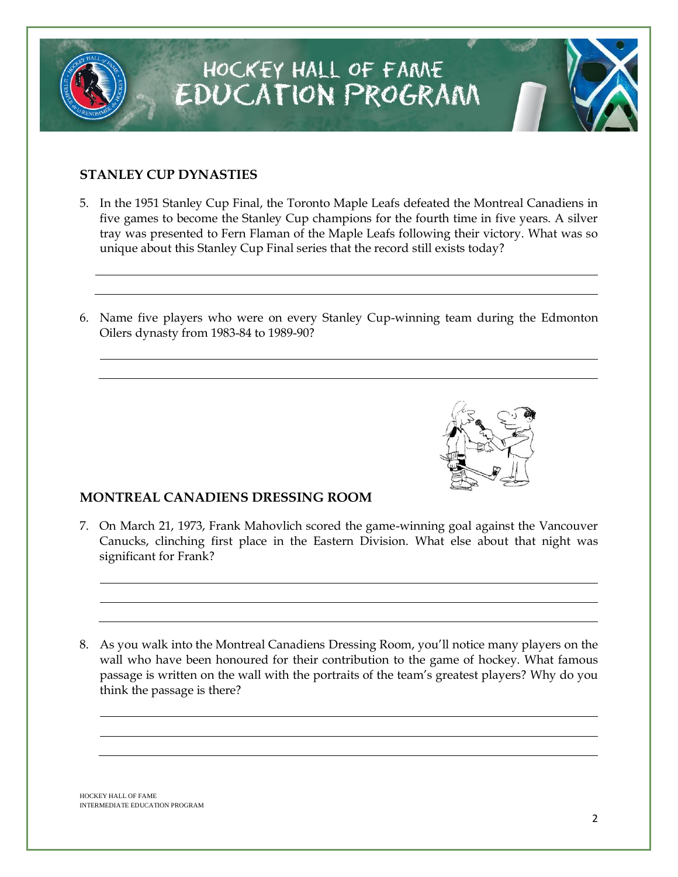## STANLEY CUP DYNASTIES

5. In the 1951 Stanley Cup Final, the Toronto Maple Leafs defeated the Montreal Canadiens in five games to become the Stanley Cup champions for the fourth time in five years. A silver tray was presented to Fern Flaman of the Maple Leafs following their victory. What was so unique about this Stanley Cup Final series that the record still exists today?

6. Name five players who were on every Stanley Cup-winning team during the Edmonton Oilers dynasty from 1983-84 to 1989-90?

## MONTREAL CANADIENS DRESSING ROOM

7. On March 21, 1973, Frank Mahovlich scored the game-winning goal against the Vancouver Canucks, clinching first place in the Eastern Division. What else about that night was significant for Frank?

8. As you walk into the Montreal Canadiens Dressing Room, you'll notice many players on the wall who have been honoured for their contribution to the game of hockey. What famous passage is written on the wall with the portraits of the team's greatest players? Why do you think the passage is there?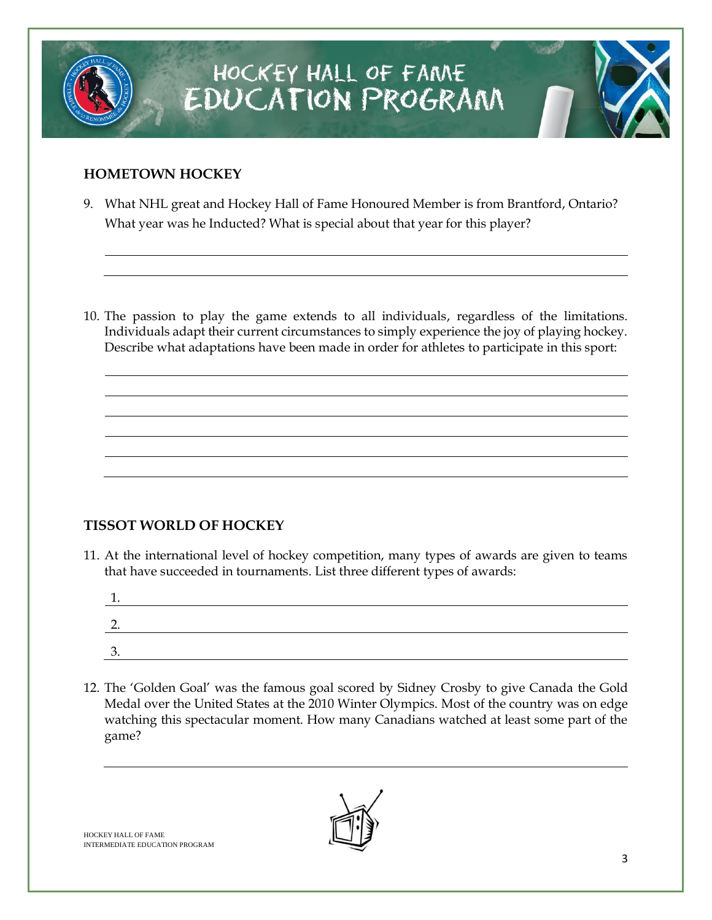## HOMETOWN HOCKEY

9. What NHL great and Hockey Hall of Fame Honoured Member is from Brantford, Ontario? What year was he Inducted? What is special about that year for this player?

______________________________________________________________________________

______________________________________________________________________________

10. The passion to play the game extends to all individuals, regardless of the limitations. Individuals adapt their current circumstances to simply experience the joy of playing hockey. Describe what adaptations have been made in order for athletes to participate in this sport:

______________________________________________________________________________

______________________________________________________________________________

______________________________________________________________________________

______________________________________________________________________________

______________________________________________________________________________

______________________________________________________________________________

## TISSOT WORLD OF HOCKEY

11. At the international level of hockey competition, many types of awards are given to teams that have succeeded in tournaments. List three different types of awards:

    1. ___________________________________________________________________________
    2. ___________________________________________________________________________
    3. ___________________________________________________________________________

12. The 'Golden Goal' was the famous goal scored by Sidney Crosby to give Canada the Gold Medal over the United States at the 2010 Winter Olympics. Most of the country was on edge watching this spectacular moment. How many Canadians watched at least some part of the game?

______________________________________________________________________________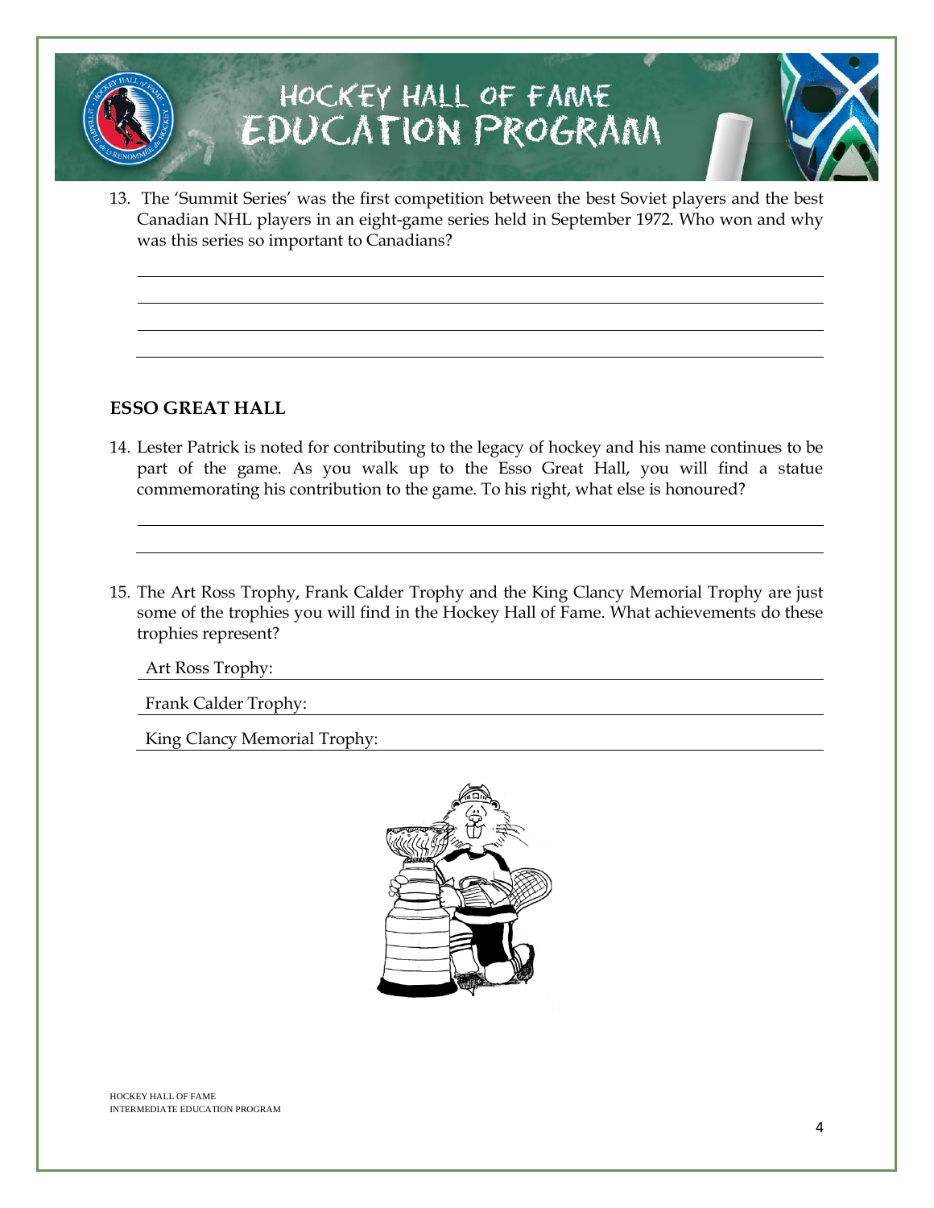13. The 'Summit Series' was the first competition between the best Soviet players and the best Canadian NHL players in an eight-game series held in September 1972. Who won and why was this series so important to Canadians?

## ESSO GREAT HALL

14. Lester Patrick is noted for contributing to the legacy of hockey and his name continues to be part of the game. As you walk up to the Esso Great Hall, you will find a statue commemorating his contribution to the game. To his right, what else is honoured?

15. The Art Ross Trophy, Frank Calder Trophy and the King Clancy Memorial Trophy are just some of the trophies you will find in the Hockey Hall of Fame. What achievements do these trophies represent?

    Art Ross Trophy:

    Frank Calder Trophy:

    King Clancy Memorial Trophy: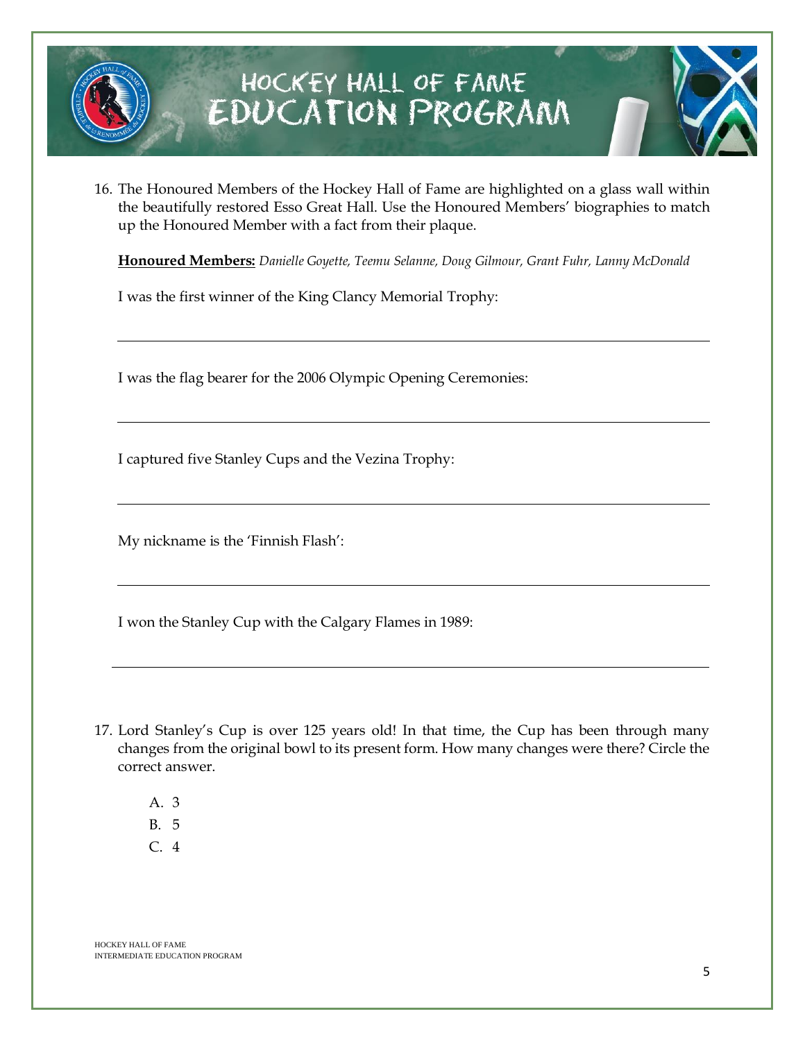16. The Honoured Members of the Hockey Hall of Fame are highlighted on a glass wall within the beautifully restored Esso Great Hall. Use the Honoured Members' biographies to match up the Honoured Member with a fact from their plaque.

    **Honoured Members:** *Danielle Goyette, Teemu Selanne, Doug Gilmour, Grant Fuhr, Lanny McDonald*

    I was the first winner of the King Clancy Memorial Trophy:

    ______________________________________________

    I was the flag bearer for the 2006 Olympic Opening Ceremonies:

    ______________________________________________

    I captured five Stanley Cups and the Vezina Trophy:

    ______________________________________________

    My nickname is the 'Finnish Flash':

    ______________________________________________

    I won the Stanley Cup with the Calgary Flames in 1989:

    ______________________________________________

17. Lord Stanley's Cup is over 125 years old! In that time, the Cup has been through many changes from the original bowl to its present form. How many changes were there? Circle the correct answer.

    A. 3
    B. 5
    C. 4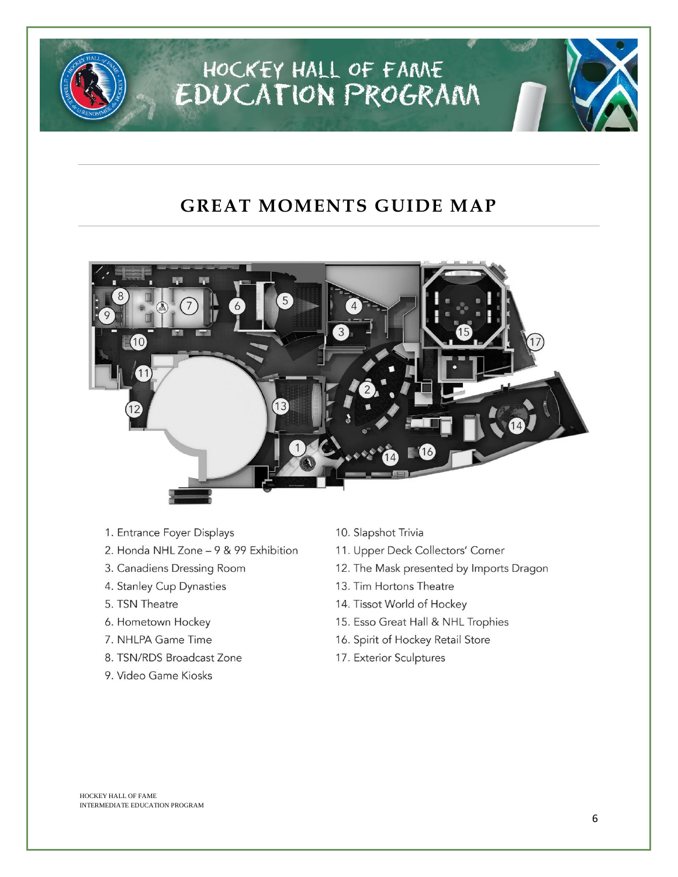## GREAT MOMENTS GUIDE MAP

1. Entrance Foyer Displays
2. Honda NHL Zone – 9 & 99 Exhibition
3. Canadiens Dressing Room
4. Stanley Cup Dynasties
5. TSN Theatre
6. Hometown Hockey
7. NHLPA Game Time
8. TSN/RDS Broadcast Zone
9. Video Game Kiosks
10. Slapshot Trivia
11. Upper Deck Collectors' Corner
12. The Mask presented by Imports Dragon
13. Tim Hortons Theatre
14. Tissot World of Hockey
15. Esso Great Hall & NHL Trophies
16. Spirit of Hockey Retail Store
17. Exterior Sculptures